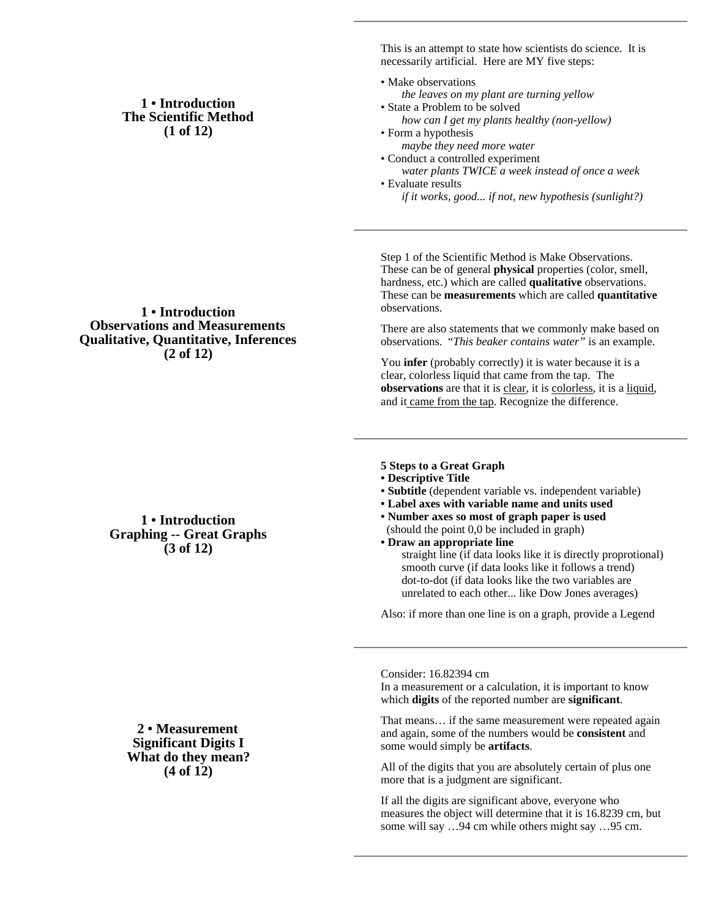## 1 • Introduction
## The Scientific Method
## (1 of 12)

This is an attempt to state how scientists do science. It is necessarily artificial. Here are MY five steps:

- Make observations
  *the leaves on my plant are turning yellow*
- State a Problem to be solved
  *how can I get my plants healthy (non-yellow)*
- Form a hypothesis
  *maybe they need more water*
- Conduct a controlled experiment
  *water plants TWICE a week instead of once a week*
- Evaluate results
  *if it works, good... if not, new hypothesis (sunlight?)*

## 1 • Introduction
## Observations and Measurements
## Qualitative, Quantitative, Inferences
## (2 of 12)

Step 1 of the Scientific Method is Make Observations. These can be of general **physical** properties (color, smell, hardness, etc.) which are called **qualitative** observations. These can be **measurements** which are called **quantitative** observations.

There are also statements that we commonly make based on observations. *"This beaker contains water"* is an example.

You **infer** (probably correctly) it is water because it is a clear, colorless liquid that came from the tap. The **observations** are that it is <u>clear</u>, it is <u>colorless</u>, it is a <u>liquid</u>, and it <u>came from the tap</u>. Recognize the difference.

## 1 • Introduction
## Graphing -- Great Graphs
## (3 of 12)

**5 Steps to a Great Graph**

- **Descriptive Title**
- **Subtitle** (dependent variable vs. independent variable)
- **Label axes with variable name and units used**
- **Number axes so most of graph paper is used**
  (should the point 0,0 be included in graph)
- **Draw an appropriate line**
  straight line (if data looks like it is directly proprotional)
  smooth curve (if data looks like it follows a trend)
  dot-to-dot (if data looks like the two variables are unrelated to each other... like Dow Jones averages)

Also: if more than one line is on a graph, provide a Legend

## 2 • Measurement
## Significant Digits I
## What do they mean?
## (4 of 12)

Consider: 16.82394 cm
In a measurement or a calculation, it is important to know which **digits** of the reported number are **significant**.

That means… if the same measurement were repeated again and again, some of the numbers would be **consistent** and some would simply be **artifacts**.

All of the digits that you are absolutely certain of plus one more that is a judgment are significant.

If all the digits are significant above, everyone who measures the object will determine that it is 16.8239 cm, but some will say …94 cm while others might say …95 cm.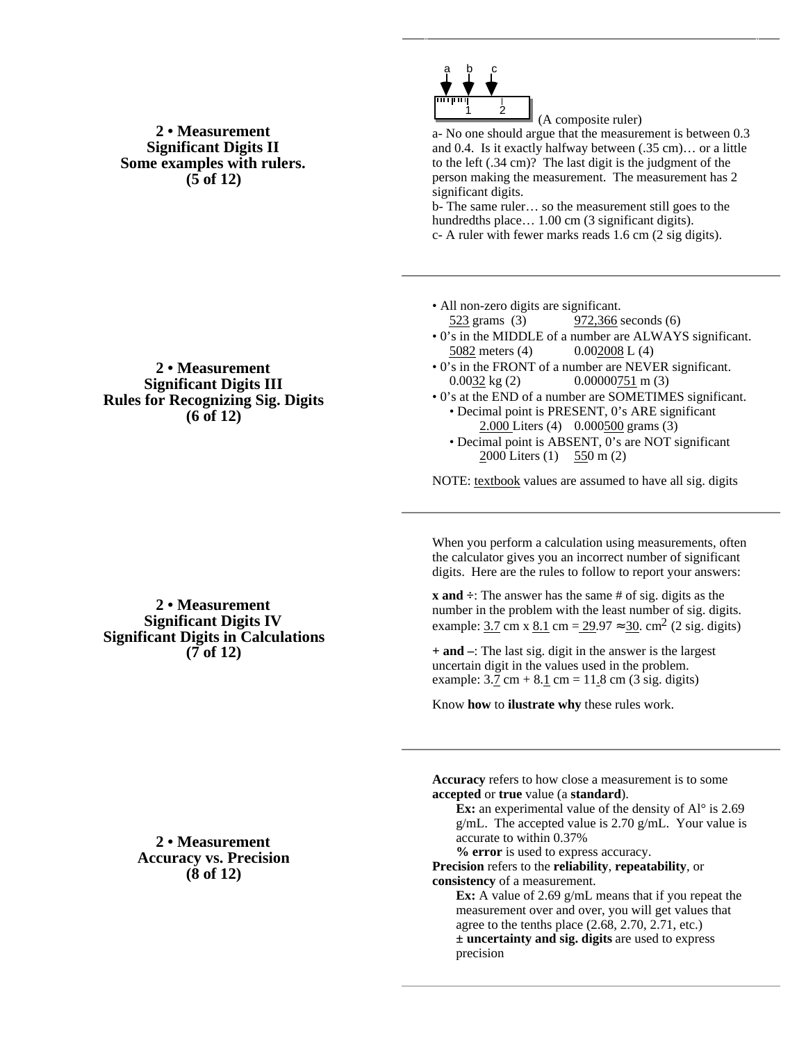## 2 • Measurement
## Significant Digits II
## Some examples with rulers.
## (5 of 12)

a b c

(A composite ruler)

a- No one should argue that the measurement is between 0.3 and 0.4. Is it exactly halfway between (.35 cm)… or a little to the left (.34 cm)? The last digit is the judgment of the person making the measurement. The measurement has 2 significant digits.

b- The same ruler… so the measurement still goes to the hundredths place… 1.00 cm (3 significant digits).

c- A ruler with fewer marks reads 1.6 cm (2 sig digits).

---

## 2 • Measurement
## Significant Digits III
## Rules for Recognizing Sig. Digits
## (6 of 12)

- All non-zero digits are significant.
  - 523 grams (3)    972,366 seconds (6)
- 0's in the MIDDLE of a number are ALWAYS significant.
  - 5082 meters (4)    0.002008 L (4)
- 0's in the FRONT of a number are NEVER significant.
  - 0.0032 kg (2)    0.00000751 m (3)
- 0's at the END of a number are SOMETIMES significant.
  - Decimal point is PRESENT, 0's ARE significant
    - 2.000 Liters (4)    0.000500 grams (3)
  - Decimal point is ABSENT, 0's are NOT significant
    - 2000 Liters (1)    550 m (2)

NOTE: textbook values are assumed to have all sig. digits

---

## 2 • Measurement
## Significant Digits IV
## Significant Digits in Calculations
## (7 of 12)

When you perform a calculation using measurements, often the calculator gives you an incorrect number of significant digits. Here are the rules to follow to report your answers:

**x and ÷**: The answer has the same # of sig. digits as the number in the problem with the least number of sig. digits. example: 3.7 cm x 8.1 cm = 29.97 ≈ 30. $cm^2$ (2 sig. digits)

**+ and –**: The last sig. digit in the answer is the largest uncertain digit in the values used in the problem. example: 3.7 cm + 8.1 cm = 11.8 cm (3 sig. digits)

Know **how** to **ilustrate why** these rules work.

---

## 2 • Measurement
## Accuracy vs. Precision
## (8 of 12)

**Accuracy** refers to how close a measurement is to some **accepted** or **true** value (a **standard**).

> **Ex:** an experimental value of the density of Al° is 2.69 g/mL. The accepted value is 2.70 g/mL. Your value is accurate to within 0.37%
>
> **% error** is used to express accuracy.

**Precision** refers to the **reliability**, **repeatability**, or **consistency** of a measurement.

> **Ex:** A value of 2.69 g/mL means that if you repeat the measurement over and over, you will get values that agree to the tenths place (2.68, 2.70, 2.71, etc.)
>
> **± uncertainty and sig. digits** are used to express precision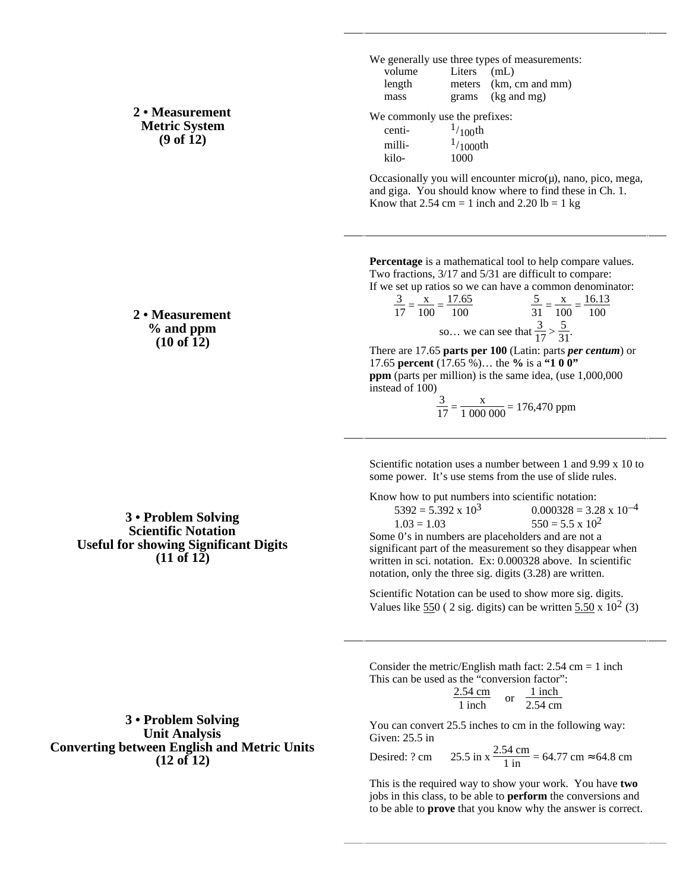## 2 • Measurement Metric System (9 of 12)

We generally use three types of measurements:

| | | |
|---|---|---|
| volume | Liters | (mL) |
| length | meters | (km, cm and mm) |
| mass | grams | (kg and mg) |

We commonly use the prefixes:

| | |
|---|---|
| centi- | $^{1}/_{100}$th |
| milli- | $^{1}/_{1000}$th |
| kilo- | 1000 |

Occasionally you will encounter micro(μ), nano, pico, mega, and giga. You should know where to find these in Ch. 1. Know that 2.54 cm = 1 inch and 2.20 lb = 1 kg

## 2 • Measurement % and ppm (10 of 12)

**Percentage** is a mathematical tool to help compare values. Two fractions, 3/17 and 5/31 are difficult to compare: If we set up ratios so we can have a common denominator:

$$\frac{3}{17} = \frac{x}{100} = \frac{17.65}{100} \qquad \frac{5}{31} = \frac{x}{100} = \frac{16.13}{100}$$

so… we can see that $\frac{3}{17} > \frac{5}{31}$.

There are 17.65 **parts per 100** (Latin: parts ***per centum***) or 17.65 **percent** (17.65 %)… the **%** is a **"1 0 0"**
**ppm** (parts per million) is the same idea, (use 1,000,000 instead of 100)

$$\frac{3}{17} = \frac{x}{1\,000\,000} = 176{,}470 \text{ ppm}$$

## 3 • Problem Solving Scientific Notation Useful for showing Significant Digits (11 of 12)

Scientific notation uses a number between 1 and 9.99 x 10 to some power. It's use stems from the use of slide rules.

Know how to put numbers into scientific notation:

$5392 = 5.392 \times 10^{3}$ $\qquad 0.000328 = 3.28 \times 10^{-4}$

$1.03 = 1.03$ $\qquad 550 = 5.5 \times 10^{2}$

Some 0's in numbers are placeholders and are not a significant part of the measurement so they disappear when written in sci. notation. Ex: 0.000328 above. In scientific notation, only the three sig. digits (3.28) are written.

Scientific Notation can be used to show more sig. digits. Values like $\underline{55}0$ ( 2 sig. digits) can be written $\underline{5.50} \times 10^{2}$ (3)

## 3 • Problem Solving Unit Analysis Converting between English and Metric Units (12 of 12)

Consider the metric/English math fact: 2.54 cm = 1 inch
This can be used as the "conversion factor":

$$\frac{2.54 \text{ cm}}{1 \text{ inch}} \quad \text{or} \quad \frac{1 \text{ inch}}{2.54 \text{ cm}}$$

You can convert 25.5 inches to cm in the following way:
Given: 25.5 in

Desired: ? cm $\qquad 25.5 \text{ in} \times \frac{2.54 \text{ cm}}{1 \text{ in}} = 64.77 \text{ cm} \approx 64.8 \text{ cm}$

This is the required way to show your work. You have **two** jobs in this class, to be able to **perform** the conversions and to be able to **prove** that you know why the answer is correct.